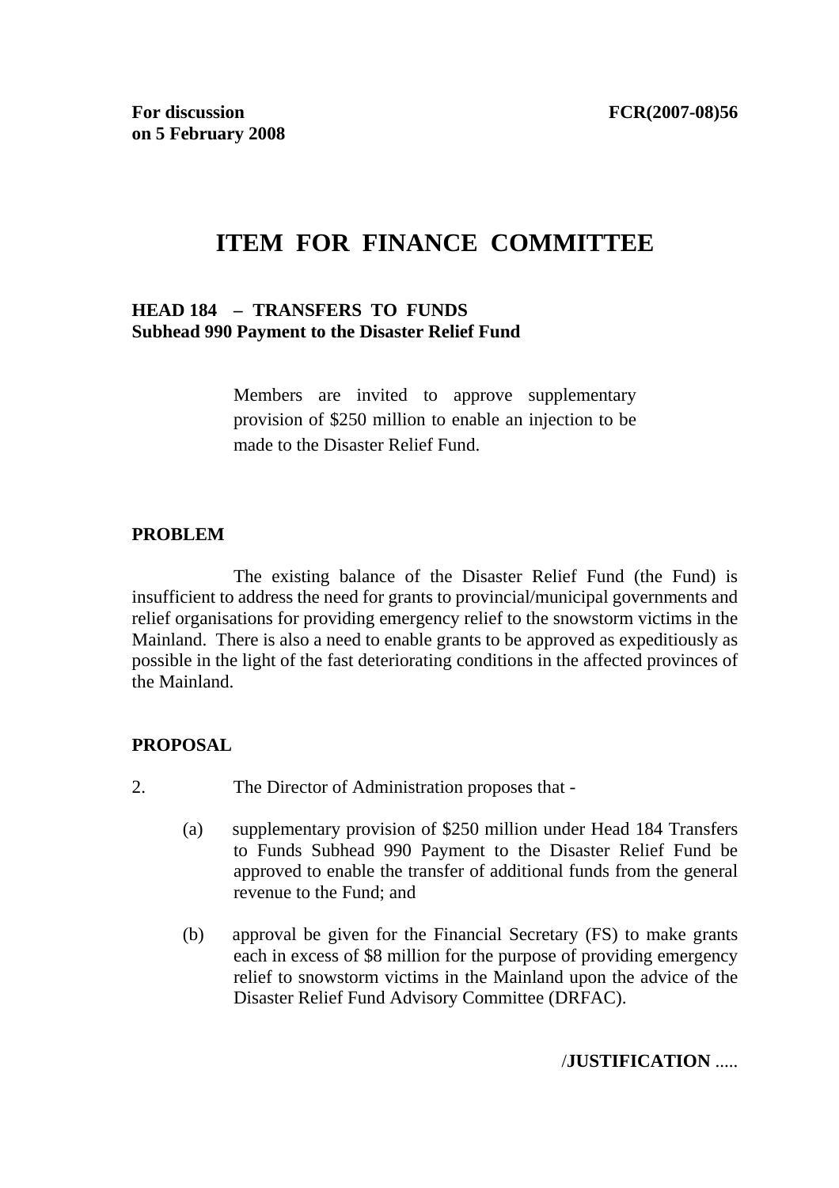**For discussion on 5 February 2008**

**FCR(2007-08)56**

# ITEM FOR FINANCE COMMITTEE

**HEAD 184 – TRANSFERS TO FUNDS**
**Subhead 990 Payment to the Disaster Relief Fund**

> Members are invited to approve supplementary provision of $250 million to enable an injection to be made to the Disaster Relief Fund.

## PROBLEM

The existing balance of the Disaster Relief Fund (the Fund) is insufficient to address the need for grants to provincial/municipal governments and relief organisations for providing emergency relief to the snowstorm victims in the Mainland. There is also a need to enable grants to be approved as expeditiously as possible in the light of the fast deteriorating conditions in the affected provinces of the Mainland.

## PROPOSAL

2. The Director of Administration proposes that -

(a) supplementary provision of $250 million under Head 184 Transfers to Funds Subhead 990 Payment to the Disaster Relief Fund be approved to enable the transfer of additional funds from the general revenue to the Fund; and

(b) approval be given for the Financial Secretary (FS) to make grants each in excess of $8 million for the purpose of providing emergency relief to snowstorm victims in the Mainland upon the advice of the Disaster Relief Fund Advisory Committee (DRFAC).

/**JUSTIFICATION** .....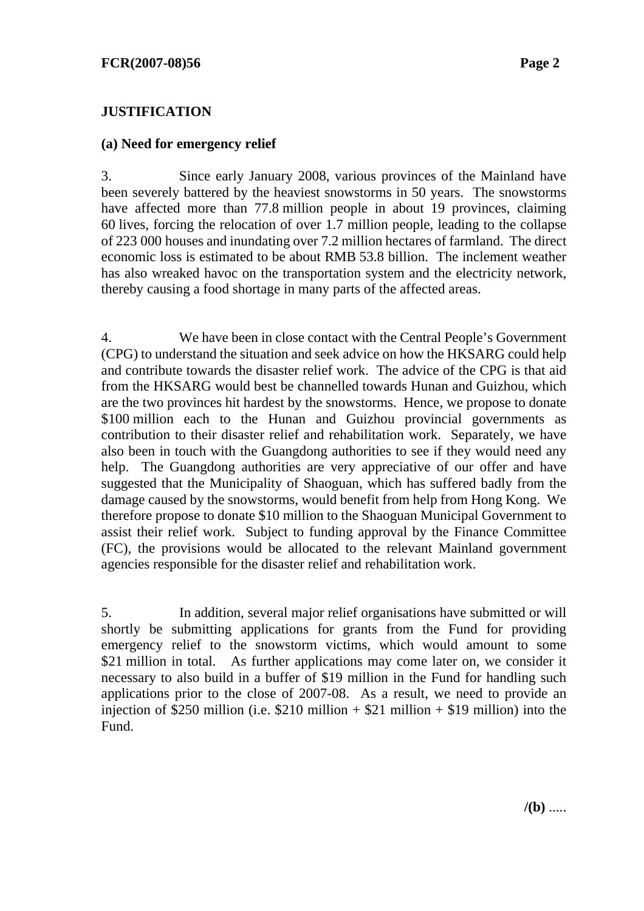## JUSTIFICATION

### (a) Need for emergency relief

3. Since early January 2008, various provinces of the Mainland have been severely battered by the heaviest snowstorms in 50 years. The snowstorms have affected more than 77.8 million people in about 19 provinces, claiming 60 lives, forcing the relocation of over 1.7 million people, leading to the collapse of 223 000 houses and inundating over 7.2 million hectares of farmland. The direct economic loss is estimated to be about RMB 53.8 billion. The inclement weather has also wreaked havoc on the transportation system and the electricity network, thereby causing a food shortage in many parts of the affected areas.

4. We have been in close contact with the Central People's Government (CPG) to understand the situation and seek advice on how the HKSARG could help and contribute towards the disaster relief work. The advice of the CPG is that aid from the HKSARG would best be channelled towards Hunan and Guizhou, which are the two provinces hit hardest by the snowstorms. Hence, we propose to donate $100 million each to the Hunan and Guizhou provincial governments as contribution to their disaster relief and rehabilitation work. Separately, we have also been in touch with the Guangdong authorities to see if they would need any help. The Guangdong authorities are very appreciative of our offer and have suggested that the Municipality of Shaoguan, which has suffered badly from the damage caused by the snowstorms, would benefit from help from Hong Kong. We therefore propose to donate $10 million to the Shaoguan Municipal Government to assist their relief work. Subject to funding approval by the Finance Committee (FC), the provisions would be allocated to the relevant Mainland government agencies responsible for the disaster relief and rehabilitation work.

5. In addition, several major relief organisations have submitted or will shortly be submitting applications for grants from the Fund for providing emergency relief to the snowstorm victims, which would amount to some $21 million in total. As further applications may come later on, we consider it necessary to also build in a buffer of $19 million in the Fund for handling such applications prior to the close of 2007-08. As a result, we need to provide an injection of $250 million (i.e. $210 million + $21 million + $19 million) into the Fund.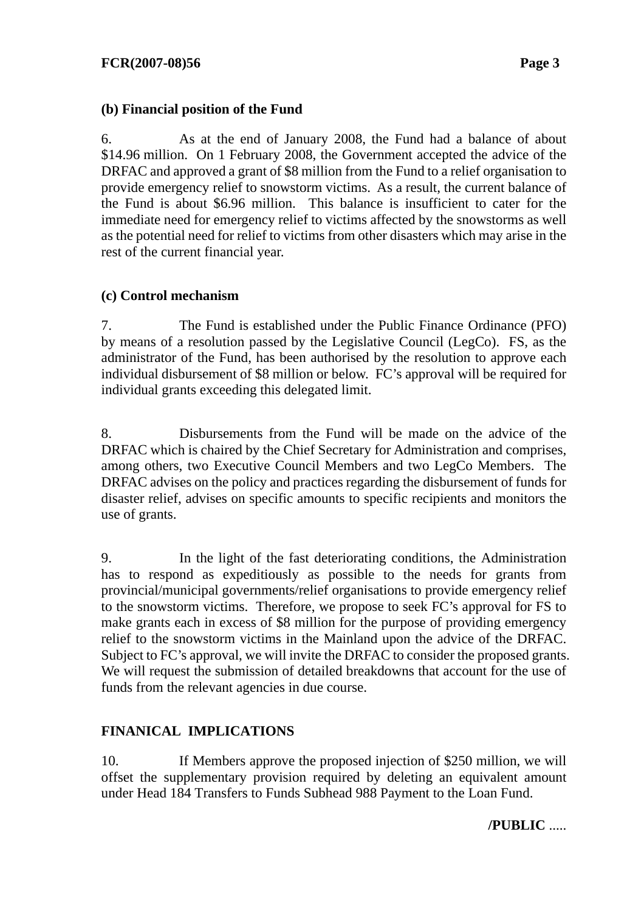**(b) Financial position of the Fund**

6. As at the end of January 2008, the Fund had a balance of about $14.96 million. On 1 February 2008, the Government accepted the advice of the DRFAC and approved a grant of $8 million from the Fund to a relief organisation to provide emergency relief to snowstorm victims. As a result, the current balance of the Fund is about $6.96 million. This balance is insufficient to cater for the immediate need for emergency relief to victims affected by the snowstorms as well as the potential need for relief to victims from other disasters which may arise in the rest of the current financial year.

**(c) Control mechanism**

7. The Fund is established under the Public Finance Ordinance (PFO) by means of a resolution passed by the Legislative Council (LegCo). FS, as the administrator of the Fund, has been authorised by the resolution to approve each individual disbursement of $8 million or below. FC's approval will be required for individual grants exceeding this delegated limit.

8. Disbursements from the Fund will be made on the advice of the DRFAC which is chaired by the Chief Secretary for Administration and comprises, among others, two Executive Council Members and two LegCo Members. The DRFAC advises on the policy and practices regarding the disbursement of funds for disaster relief, advises on specific amounts to specific recipients and monitors the use of grants.

9. In the light of the fast deteriorating conditions, the Administration has to respond as expeditiously as possible to the needs for grants from provincial/municipal governments/relief organisations to provide emergency relief to the snowstorm victims. Therefore, we propose to seek FC's approval for FS to make grants each in excess of $8 million for the purpose of providing emergency relief to the snowstorm victims in the Mainland upon the advice of the DRFAC. Subject to FC's approval, we will invite the DRFAC to consider the proposed grants. We will request the submission of detailed breakdowns that account for the use of funds from the relevant agencies in due course.

**FINANICAL IMPLICATIONS**

10. If Members approve the proposed injection of $250 million, we will offset the supplementary provision required by deleting an equivalent amount under Head 184 Transfers to Funds Subhead 988 Payment to the Loan Fund.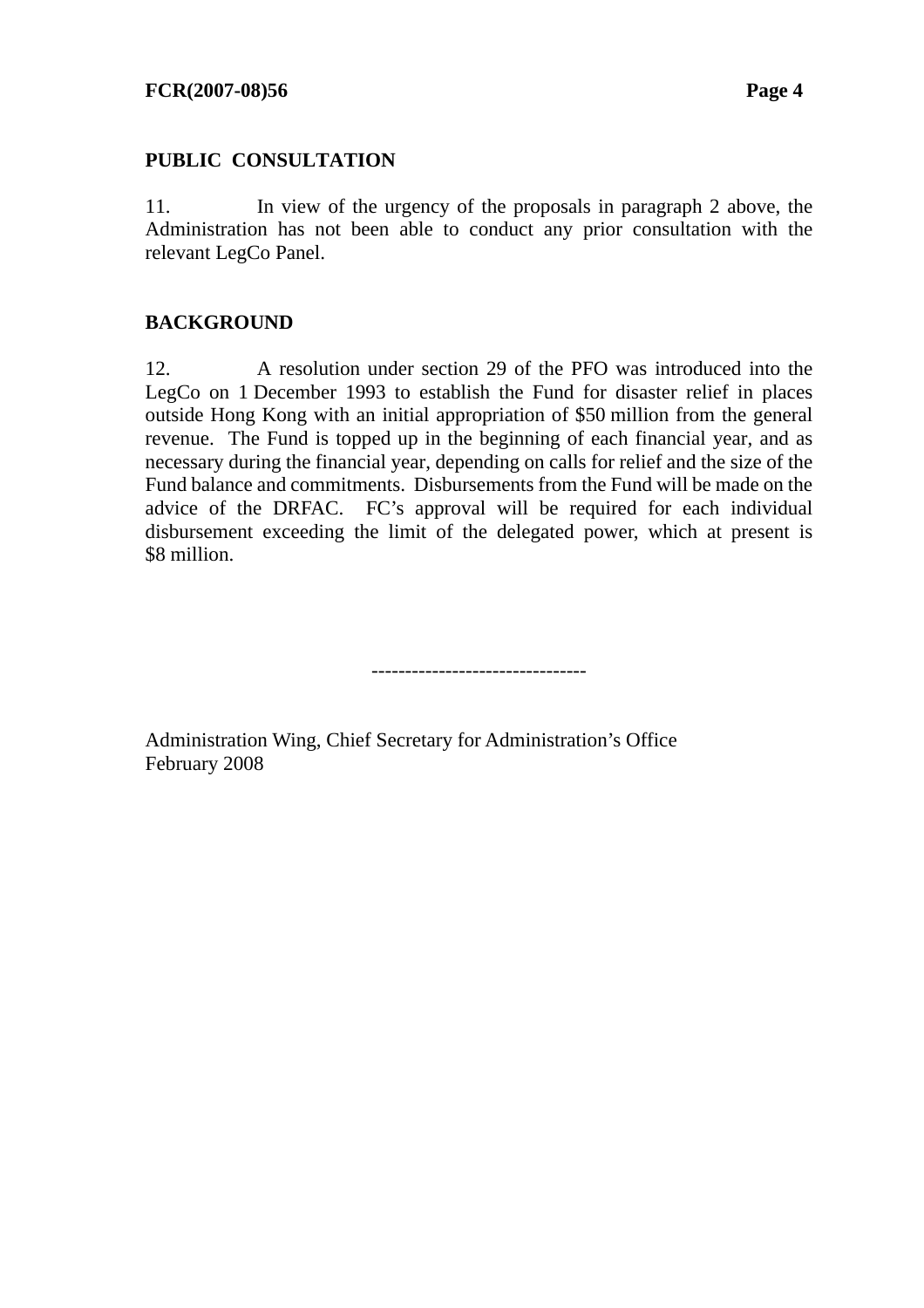## PUBLIC CONSULTATION

11. In view of the urgency of the proposals in paragraph 2 above, the Administration has not been able to conduct any prior consultation with the relevant LegCo Panel.

## BACKGROUND

12. A resolution under section 29 of the PFO was introduced into the LegCo on 1 December 1993 to establish the Fund for disaster relief in places outside Hong Kong with an initial appropriation of $50 million from the general revenue. The Fund is topped up in the beginning of each financial year, and as necessary during the financial year, depending on calls for relief and the size of the Fund balance and commitments. Disbursements from the Fund will be made on the advice of the DRFAC. FC's approval will be required for each individual disbursement exceeding the limit of the delegated power, which at present is $8 million.

--------------------------------

Administration Wing, Chief Secretary for Administration's Office
February 2008